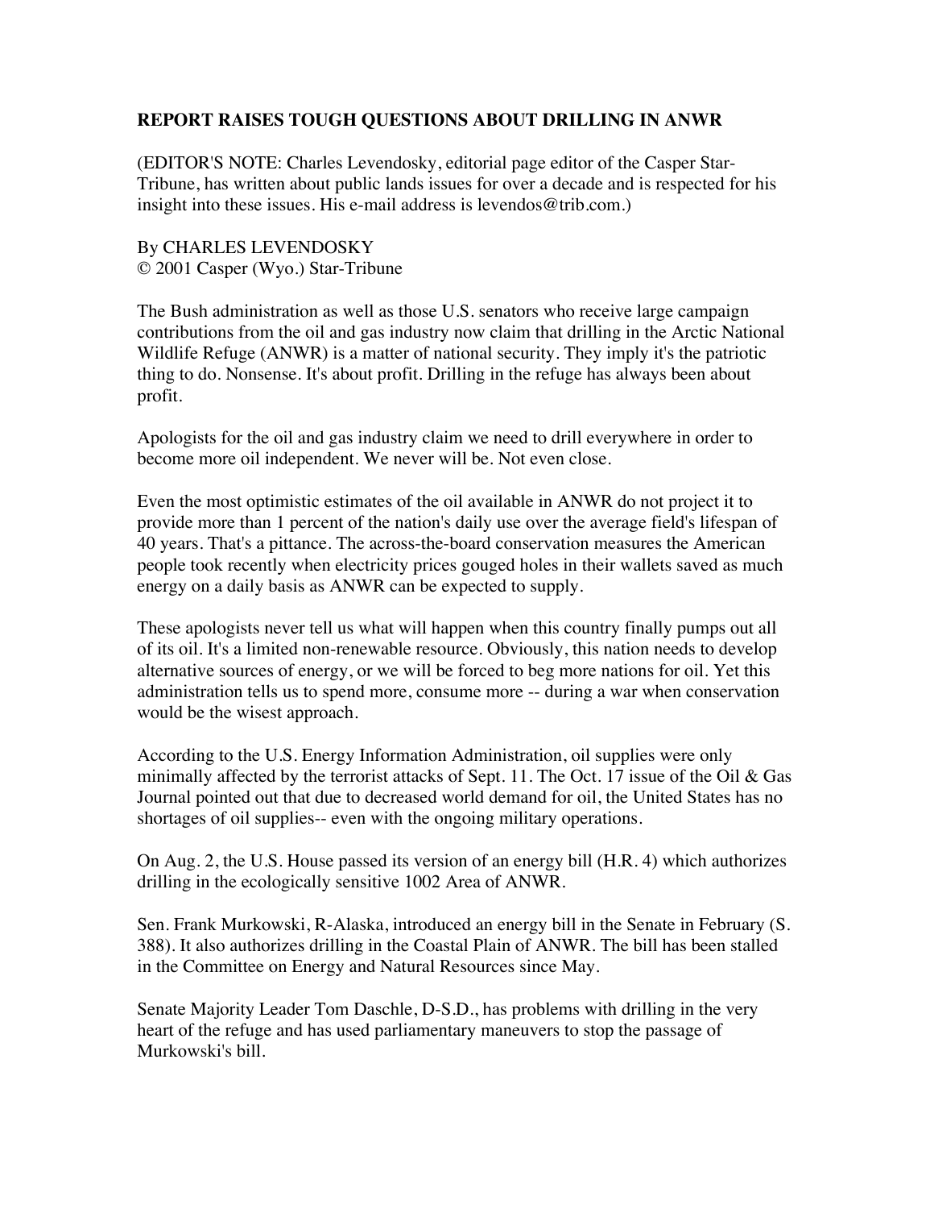**REPORT RAISES TOUGH QUESTIONS ABOUT DRILLING IN ANWR**

(EDITOR'S NOTE: Charles Levendosky, editorial page editor of the Casper Star-Tribune, has written about public lands issues for over a decade and is respected for his insight into these issues. His e-mail address is levendos@trib.com.)

By CHARLES LEVENDOSKY
© 2001 Casper (Wyo.) Star-Tribune

The Bush administration as well as those U.S. senators who receive large campaign contributions from the oil and gas industry now claim that drilling in the Arctic National Wildlife Refuge (ANWR) is a matter of national security. They imply it's the patriotic thing to do. Nonsense. It's about profit. Drilling in the refuge has always been about profit.

Apologists for the oil and gas industry claim we need to drill everywhere in order to become more oil independent. We never will be. Not even close.

Even the most optimistic estimates of the oil available in ANWR do not project it to provide more than 1 percent of the nation's daily use over the average field's lifespan of 40 years. That's a pittance. The across-the-board conservation measures the American people took recently when electricity prices gouged holes in their wallets saved as much energy on a daily basis as ANWR can be expected to supply.

These apologists never tell us what will happen when this country finally pumps out all of its oil. It's a limited non-renewable resource. Obviously, this nation needs to develop alternative sources of energy, or we will be forced to beg more nations for oil. Yet this administration tells us to spend more, consume more -- during a war when conservation would be the wisest approach.

According to the U.S. Energy Information Administration, oil supplies were only minimally affected by the terrorist attacks of Sept. 11. The Oct. 17 issue of the Oil & Gas Journal pointed out that due to decreased world demand for oil, the United States has no shortages of oil supplies-- even with the ongoing military operations.

On Aug. 2, the U.S. House passed its version of an energy bill (H.R. 4) which authorizes drilling in the ecologically sensitive 1002 Area of ANWR.

Sen. Frank Murkowski, R-Alaska, introduced an energy bill in the Senate in February (S. 388). It also authorizes drilling in the Coastal Plain of ANWR. The bill has been stalled in the Committee on Energy and Natural Resources since May.

Senate Majority Leader Tom Daschle, D-S.D., has problems with drilling in the very heart of the refuge and has used parliamentary maneuvers to stop the passage of Murkowski's bill.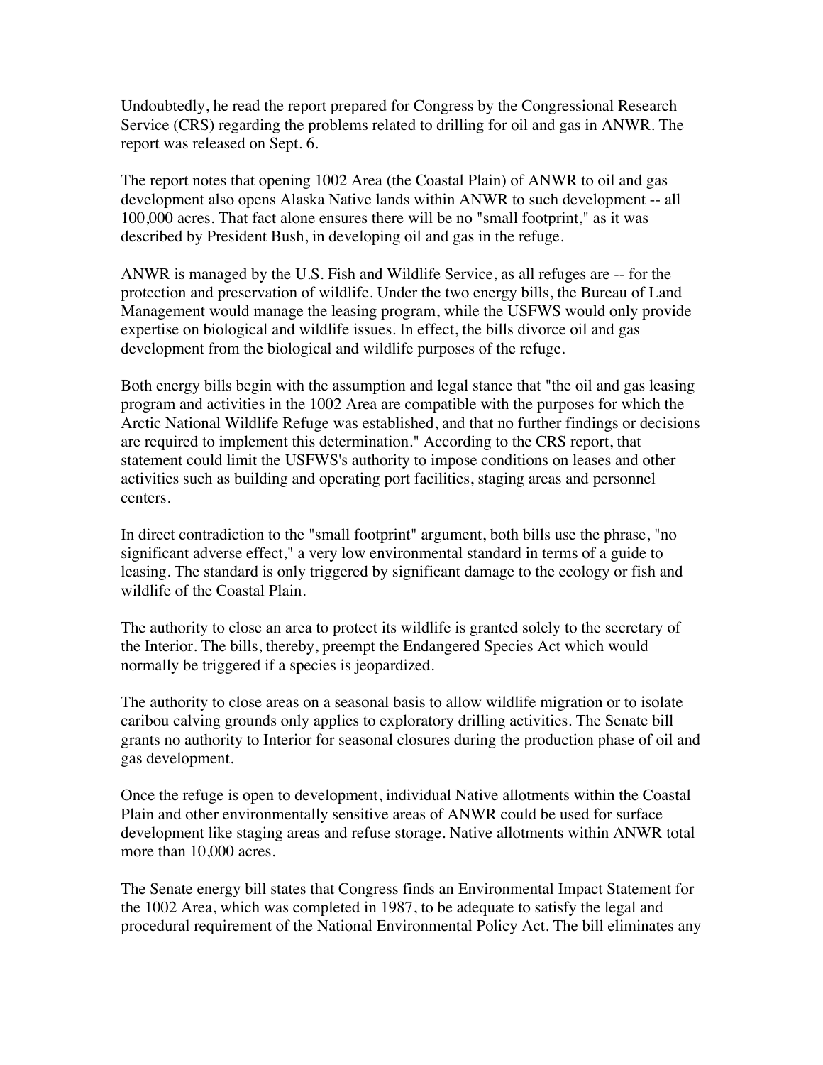Undoubtedly, he read the report prepared for Congress by the Congressional Research Service (CRS) regarding the problems related to drilling for oil and gas in ANWR. The report was released on Sept. 6.

The report notes that opening 1002 Area (the Coastal Plain) of ANWR to oil and gas development also opens Alaska Native lands within ANWR to such development -- all 100,000 acres. That fact alone ensures there will be no "small footprint," as it was described by President Bush, in developing oil and gas in the refuge.

ANWR is managed by the U.S. Fish and Wildlife Service, as all refuges are -- for the protection and preservation of wildlife. Under the two energy bills, the Bureau of Land Management would manage the leasing program, while the USFWS would only provide expertise on biological and wildlife issues. In effect, the bills divorce oil and gas development from the biological and wildlife purposes of the refuge.

Both energy bills begin with the assumption and legal stance that "the oil and gas leasing program and activities in the 1002 Area are compatible with the purposes for which the Arctic National Wildlife Refuge was established, and that no further findings or decisions are required to implement this determination." According to the CRS report, that statement could limit the USFWS's authority to impose conditions on leases and other activities such as building and operating port facilities, staging areas and personnel centers.

In direct contradiction to the "small footprint" argument, both bills use the phrase, "no significant adverse effect," a very low environmental standard in terms of a guide to leasing. The standard is only triggered by significant damage to the ecology or fish and wildlife of the Coastal Plain.

The authority to close an area to protect its wildlife is granted solely to the secretary of the Interior. The bills, thereby, preempt the Endangered Species Act which would normally be triggered if a species is jeopardized.

The authority to close areas on a seasonal basis to allow wildlife migration or to isolate caribou calving grounds only applies to exploratory drilling activities. The Senate bill grants no authority to Interior for seasonal closures during the production phase of oil and gas development.

Once the refuge is open to development, individual Native allotments within the Coastal Plain and other environmentally sensitive areas of ANWR could be used for surface development like staging areas and refuse storage. Native allotments within ANWR total more than 10,000 acres.

The Senate energy bill states that Congress finds an Environmental Impact Statement for the 1002 Area, which was completed in 1987, to be adequate to satisfy the legal and procedural requirement of the National Environmental Policy Act. The bill eliminates any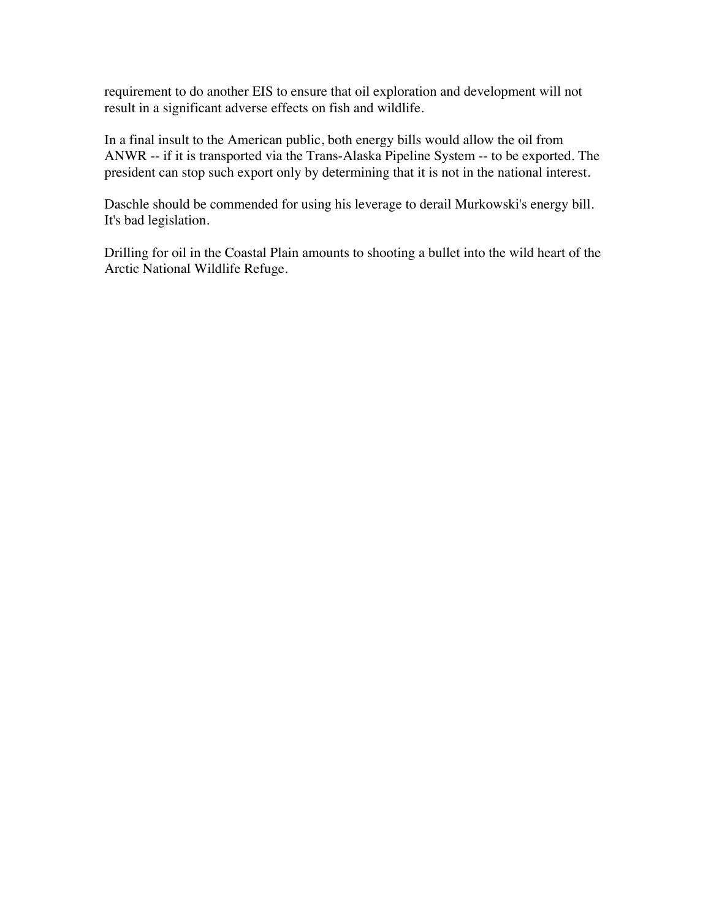requirement to do another EIS to ensure that oil exploration and development will not result in a significant adverse effects on fish and wildlife.

In a final insult to the American public, both energy bills would allow the oil from ANWR -- if it is transported via the Trans-Alaska Pipeline System -- to be exported. The president can stop such export only by determining that it is not in the national interest.

Daschle should be commended for using his leverage to derail Murkowski's energy bill. It's bad legislation.

Drilling for oil in the Coastal Plain amounts to shooting a bullet into the wild heart of the Arctic National Wildlife Refuge.